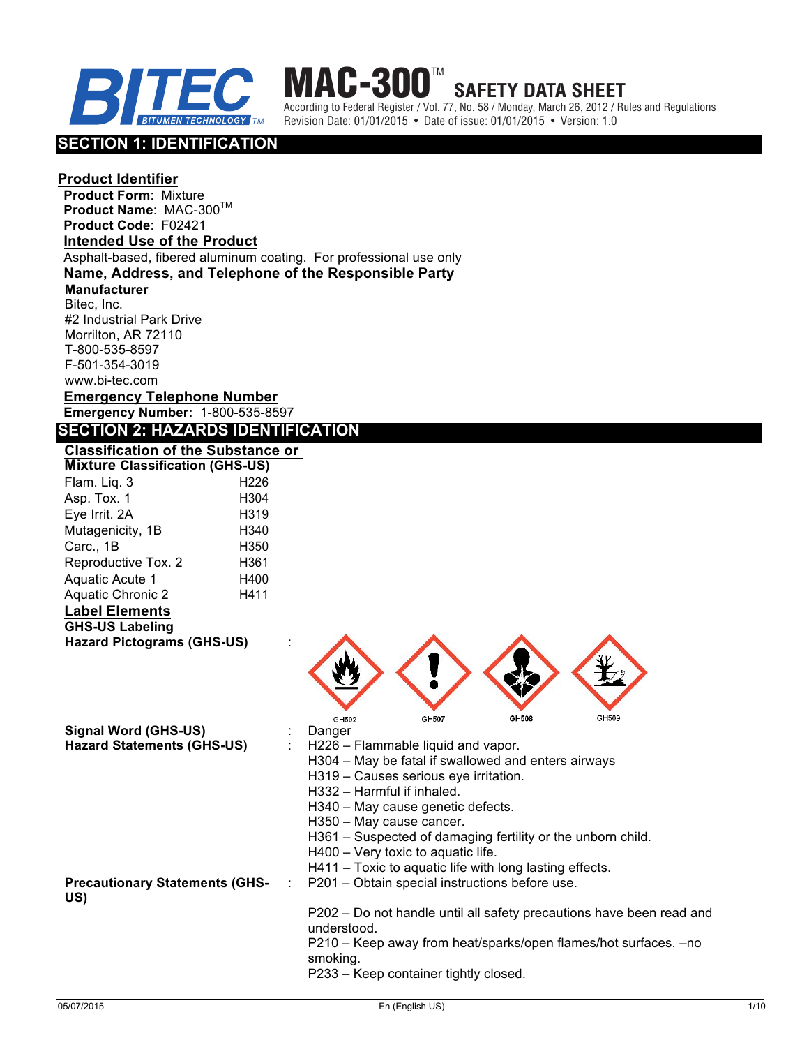# MAC-300™ SAFETY DATA SHEET

According to Federal Register / Vol. 77, No. 58 / Monday, March 26, 2012 / Rules and Regulations
Revision Date: 01/01/2015 • Date of issue: 01/01/2015 • Version: 1.0

## SECTION 1: IDENTIFICATION

### Product Identifier

**Product Form**: Mixture
**Product Name**: MAC-300™
**Product Code**: F02421

### Intended Use of the Product

Asphalt-based, fibered aluminum coating. For professional use only

### Name, Address, and Telephone of the Responsible Party

**Manufacturer**
Bitec, Inc.
#2 Industrial Park Drive
Morrilton, AR 72110
T-800-535-8597
F-501-354-3019
www.bi-tec.com

### Emergency Telephone Number

**Emergency Number:** 1-800-535-8597

## SECTION 2: HAZARDS IDENTIFICATION

### Classification of the Substance or Mixture Classification (GHS-US)

| | |
|---|---|
| Flam. Liq. 3 | H226 |
| Asp. Tox. 1 | H304 |
| Eye Irrit. 2A | H319 |
| Mutagenicity, 1B | H340 |
| Carc., 1B | H350 |
| Reproductive Tox. 2 | H361 |
| Aquatic Acute 1 | H400 |
| Aquatic Chronic 2 | H411 |

### Label Elements

**GHS-US Labeling**

**Hazard Pictograms (GHS-US)** :

GHS02 GHS07 GHS08 GHS09

**Signal Word (GHS-US)** : Danger

**Hazard Statements (GHS-US)** :
H226 – Flammable liquid and vapor.
H304 – May be fatal if swallowed and enters airways
H319 – Causes serious eye irritation.
H332 – Harmful if inhaled.
H340 – May cause genetic defects.
H350 – May cause cancer.
H361 – Suspected of damaging fertility or the unborn child.
H400 – Very toxic to aquatic life.
H411 – Toxic to aquatic life with long lasting effects.

**Precautionary Statements (GHS-US)** :
P201 – Obtain special instructions before use.

P202 – Do not handle until all safety precautions have been read and understood.
P210 – Keep away from heat/sparks/open flames/hot surfaces. –no smoking.
P233 – Keep container tightly closed.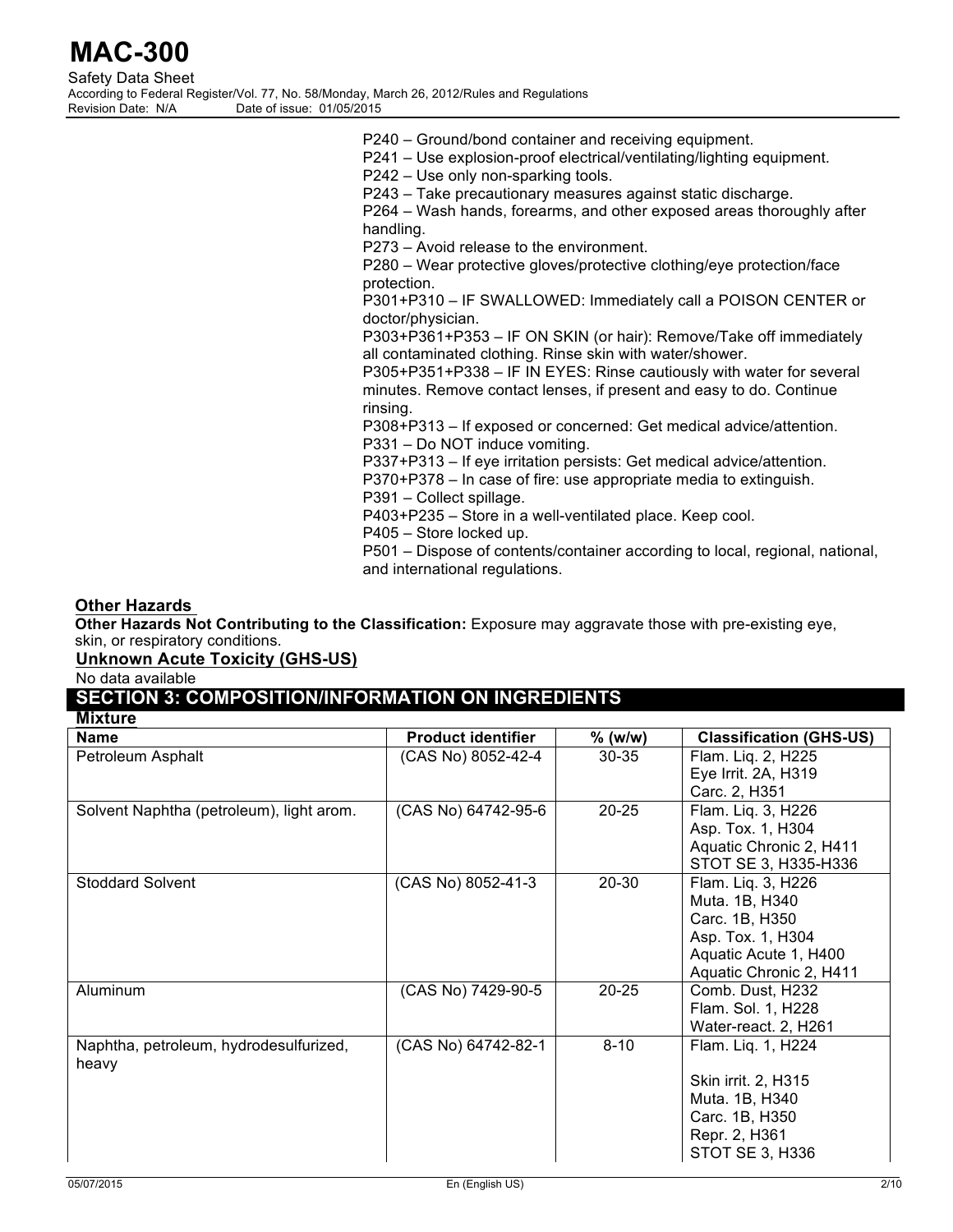P240 – Ground/bond container and receiving equipment.
P241 – Use explosion-proof electrical/ventilating/lighting equipment.
P242 – Use only non-sparking tools.
P243 – Take precautionary measures against static discharge.
P264 – Wash hands, forearms, and other exposed areas thoroughly after handling.
P273 – Avoid release to the environment.
P280 – Wear protective gloves/protective clothing/eye protection/face protection.
P301+P310 – IF SWALLOWED: Immediately call a POISON CENTER or doctor/physician.
P303+P361+P353 – IF ON SKIN (or hair): Remove/Take off immediately all contaminated clothing. Rinse skin with water/shower.
P305+P351+P338 – IF IN EYES: Rinse cautiously with water for several minutes. Remove contact lenses, if present and easy to do. Continue rinsing.
P308+P313 – If exposed or concerned: Get medical advice/attention.
P331 – Do NOT induce vomiting.
P337+P313 – If eye irritation persists: Get medical advice/attention.
P370+P378 – In case of fire: use appropriate media to extinguish.
P391 – Collect spillage.
P403+P235 – Store in a well-ventilated place. Keep cool.
P405 – Store locked up.
P501 – Dispose of contents/container according to local, regional, national, and international regulations.

### Other Hazards

**Other Hazards Not Contributing to the Classification:** Exposure may aggravate those with pre-existing eye, skin, or respiratory conditions.

### Unknown Acute Toxicity (GHS-US)

No data available

## SECTION 3: COMPOSITION/INFORMATION ON INGREDIENTS

### Mixture

| Name | Product identifier | % (w/w) | Classification (GHS-US) |
|---|---|---|---|
| Petroleum Asphalt | (CAS No) 8052-42-4 | 30-35 | Flam. Liq. 2, H225<br>Eye Irrit. 2A, H319<br>Carc. 2, H351 |
| Solvent Naphtha (petroleum), light arom. | (CAS No) 64742-95-6 | 20-25 | Flam. Liq. 3, H226<br>Asp. Tox. 1, H304<br>Aquatic Chronic 2, H411<br>STOT SE 3, H335-H336 |
| Stoddard Solvent | (CAS No) 8052-41-3 | 20-30 | Flam. Liq. 3, H226<br>Muta. 1B, H340<br>Carc. 1B, H350<br>Asp. Tox. 1, H304<br>Aquatic Acute 1, H400<br>Aquatic Chronic 2, H411 |
| Aluminum | (CAS No) 7429-90-5 | 20-25 | Comb. Dust, H232<br>Flam. Sol. 1, H228<br>Water-react. 2, H261 |
| Naphtha, petroleum, hydrodesulfurized, heavy | (CAS No) 64742-82-1 | 8-10 | Flam. Liq. 1, H224<br><br>Skin irrit. 2, H315<br>Muta. 1B, H340<br>Carc. 1B, H350<br>Repr. 2, H361<br>STOT SE 3, H336 |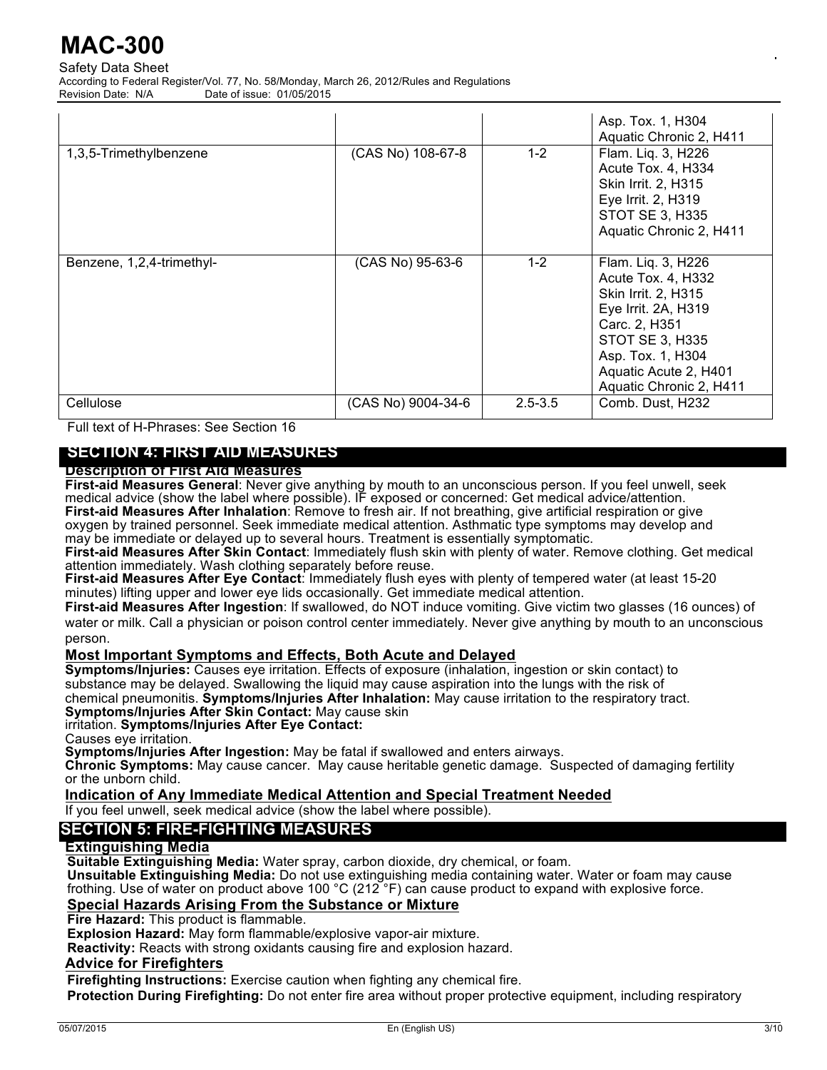| | | | |
|---|---|---|---|
| | | | Asp. Tox. 1, H304<br>Aquatic Chronic 2, H411 |
| 1,3,5-Trimethylbenzene | (CAS No) 108-67-8 | 1-2 | Flam. Liq. 3, H226<br>Acute Tox. 4, H334<br>Skin Irrit. 2, H315<br>Eye Irrit. 2, H319<br>STOT SE 3, H335<br>Aquatic Chronic 2, H411 |
| Benzene, 1,2,4-trimethyl- | (CAS No) 95-63-6 | 1-2 | Flam. Liq. 3, H226<br>Acute Tox. 4, H332<br>Skin Irrit. 2, H315<br>Eye Irrit. 2A, H319<br>Carc. 2, H351<br>STOT SE 3, H335<br>Asp. Tox. 1, H304<br>Aquatic Acute 2, H401<br>Aquatic Chronic 2, H411 |
| Cellulose | (CAS No) 9004-34-6 | 2.5-3.5 | Comb. Dust, H232 |

Full text of H-Phrases: See Section 16

## SECTION 4: FIRST AID MEASURES

### Description of First Aid Measures

**First-aid Measures General**: Never give anything by mouth to an unconscious person. If you feel unwell, seek medical advice (show the label where possible). IF exposed or concerned: Get medical advice/attention.

**First-aid Measures After Inhalation**: Remove to fresh air. If not breathing, give artificial respiration or give oxygen by trained personnel. Seek immediate medical attention. Asthmatic type symptoms may develop and may be immediate or delayed up to several hours. Treatment is essentially symptomatic.

**First-aid Measures After Skin Contact**: Immediately flush skin with plenty of water. Remove clothing. Get medical attention immediately. Wash clothing separately before reuse.

**First-aid Measures After Eye Contact**: Immediately flush eyes with plenty of tempered water (at least 15-20 minutes) lifting upper and lower eye lids occasionally. Get immediate medical attention.

**First-aid Measures After Ingestion**: If swallowed, do NOT induce vomiting. Give victim two glasses (16 ounces) of water or milk. Call a physician or poison control center immediately. Never give anything by mouth to an unconscious person.

### Most Important Symptoms and Effects, Both Acute and Delayed

**Symptoms/Injuries:** Causes eye irritation. Effects of exposure (inhalation, ingestion or skin contact) to substance may be delayed. Swallowing the liquid may cause aspiration into the lungs with the risk of chemical pneumonitis. **Symptoms/Injuries After Inhalation:** May cause irritation to the respiratory tract. **Symptoms/Injuries After Skin Contact:** May cause skin irritation. **Symptoms/Injuries After Eye Contact:** Causes eye irritation.

**Symptoms/Injuries After Ingestion:** May be fatal if swallowed and enters airways.

**Chronic Symptoms:** May cause cancer. May cause heritable genetic damage. Suspected of damaging fertility or the unborn child.

### Indication of Any Immediate Medical Attention and Special Treatment Needed

If you feel unwell, seek medical advice (show the label where possible).

## SECTION 5: FIRE-FIGHTING MEASURES

### Extinguishing Media

**Suitable Extinguishing Media:** Water spray, carbon dioxide, dry chemical, or foam.

**Unsuitable Extinguishing Media:** Do not use extinguishing media containing water. Water or foam may cause frothing. Use of water on product above 100 °C (212 °F) can cause product to expand with explosive force.

### Special Hazards Arising From the Substance or Mixture

**Fire Hazard:** This product is flammable.

**Explosion Hazard:** May form flammable/explosive vapor-air mixture.

**Reactivity:** Reacts with strong oxidants causing fire and explosion hazard.

### Advice for Firefighters

**Firefighting Instructions:** Exercise caution when fighting any chemical fire.

**Protection During Firefighting:** Do not enter fire area without proper protective equipment, including respiratory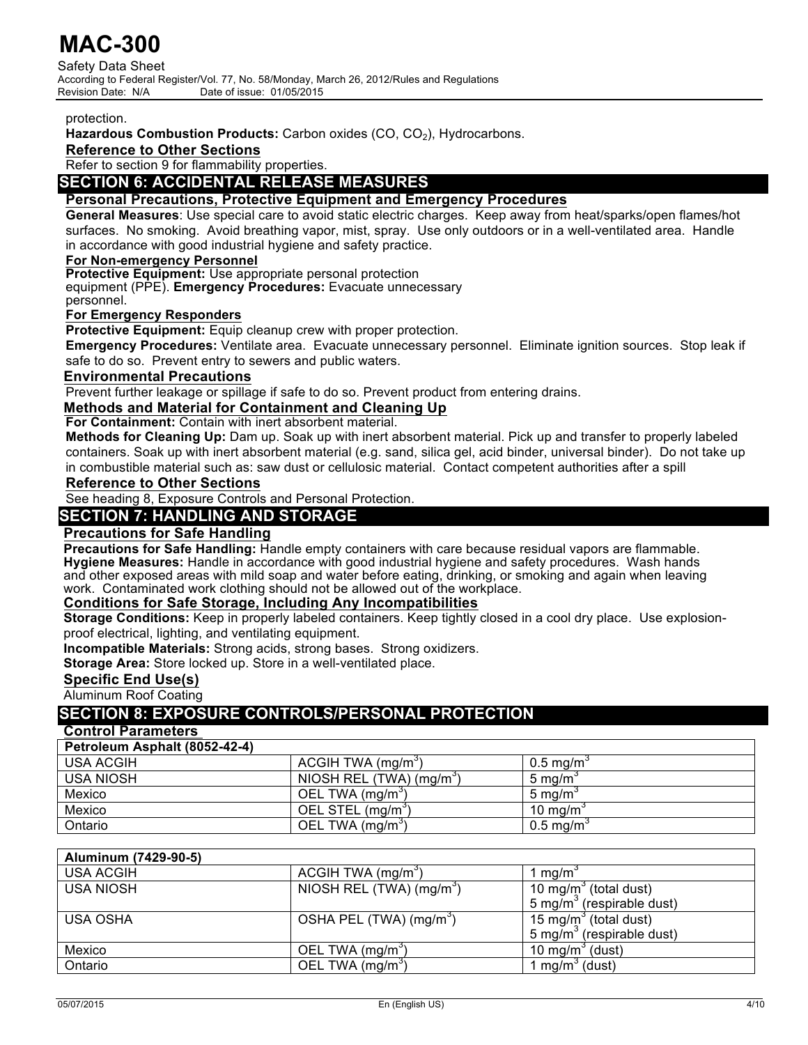protection.

**Hazardous Combustion Products:** Carbon oxides (CO, $CO_2$), Hydrocarbons.

**Reference to Other Sections**

Refer to section 9 for flammability properties.

## SECTION 6: ACCIDENTAL RELEASE MEASURES

### Personal Precautions, Protective Equipment and Emergency Procedures

**General Measures**: Use special care to avoid static electric charges. Keep away from heat/sparks/open flames/hot surfaces. No smoking. Avoid breathing vapor, mist, spray. Use only outdoors or in a well-ventilated area. Handle in accordance with good industrial hygiene and safety practice.

**For Non-emergency Personnel**

**Protective Equipment:** Use appropriate personal protection equipment (PPE). **Emergency Procedures:** Evacuate unnecessary personnel.

**For Emergency Responders**

**Protective Equipment:** Equip cleanup crew with proper protection.

**Emergency Procedures:** Ventilate area. Evacuate unnecessary personnel. Eliminate ignition sources. Stop leak if safe to do so. Prevent entry to sewers and public waters.

### Environmental Precautions

Prevent further leakage or spillage if safe to do so. Prevent product from entering drains.

### Methods and Material for Containment and Cleaning Up

**For Containment:** Contain with inert absorbent material.

**Methods for Cleaning Up:** Dam up. Soak up with inert absorbent material. Pick up and transfer to properly labeled containers. Soak up with inert absorbent material (e.g. sand, silica gel, acid binder, universal binder). Do not take up in combustible material such as: saw dust or cellulosic material. Contact competent authorities after a spill

### Reference to Other Sections

See heading 8, Exposure Controls and Personal Protection.

## SECTION 7: HANDLING AND STORAGE

### Precautions for Safe Handling

**Precautions for Safe Handling:** Handle empty containers with care because residual vapors are flammable.

**Hygiene Measures:** Handle in accordance with good industrial hygiene and safety procedures. Wash hands and other exposed areas with mild soap and water before eating, drinking, or smoking and again when leaving work. Contaminated work clothing should not be allowed out of the workplace.

### Conditions for Safe Storage, Including Any Incompatibilities

**Storage Conditions:** Keep in properly labeled containers. Keep tightly closed in a cool dry place. Use explosion-proof electrical, lighting, and ventilating equipment.

**Incompatible Materials:** Strong acids, strong bases. Strong oxidizers.

**Storage Area:** Store locked up. Store in a well-ventilated place.

### Specific End Use(s)

Aluminum Roof Coating

## SECTION 8: EXPOSURE CONTROLS/PERSONAL PROTECTION

### Control Parameters

| Petroleum Asphalt (8052-42-4) | | |
|---|---|---|
| USA ACGIH | ACGIH TWA ($mg/m^3$) | 0.5 $mg/m^3$ |
| USA NIOSH | NIOSH REL (TWA) ($mg/m^3$) | 5 $mg/m^3$ |
| Mexico | OEL TWA ($mg/m^3$) | 5 $mg/m^3$ |
| Mexico | OEL STEL ($mg/m^3$) | 10 $mg/m^3$ |
| Ontario | OEL TWA ($mg/m^3$) | 0.5 $mg/m^3$ |

| Aluminum (7429-90-5) | | |
|---|---|---|
| USA ACGIH | ACGIH TWA ($mg/m^3$) | 1 $mg/m^3$ |
| USA NIOSH | NIOSH REL (TWA) ($mg/m^3$) | 10 $mg/m^3$ (total dust)<br>5 $mg/m^3$ (respirable dust) |
| USA OSHA | OSHA PEL (TWA) ($mg/m^3$) | 15 $mg/m^3$ (total dust)<br>5 $mg/m^3$ (respirable dust) |
| Mexico | OEL TWA ($mg/m^3$) | 10 $mg/m^3$ (dust) |
| Ontario | OEL TWA ($mg/m^3$) | 1 $mg/m^3$ (dust) |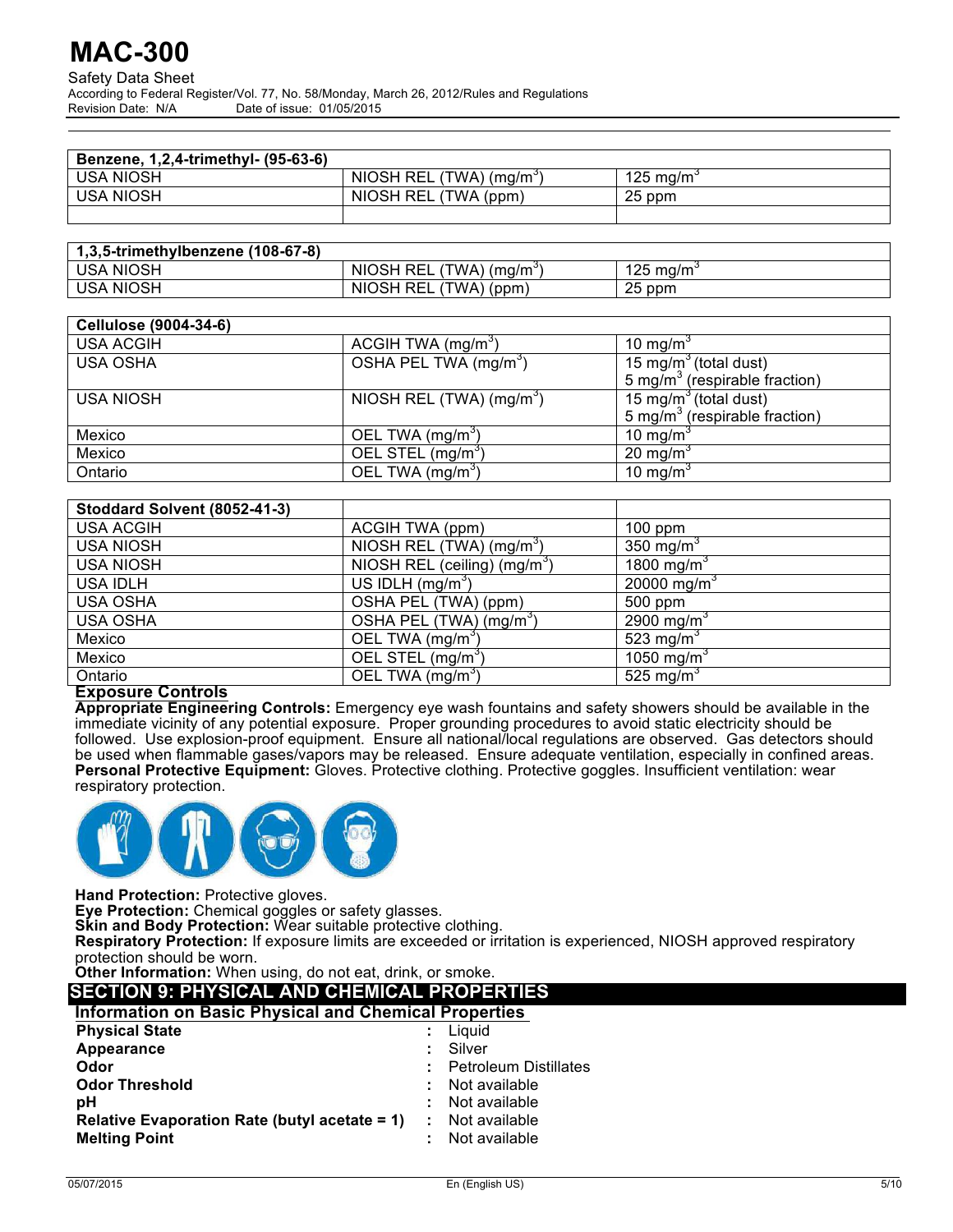| Benzene, 1,2,4-trimethyl- (95-63-6) | | |
|---|---|---|
| USA NIOSH | NIOSH REL (TWA) (mg/m$^3$) | 125 mg/m$^3$ |
| USA NIOSH | NIOSH REL (TWA (ppm) | 25 ppm |
| | | |

| 1,3,5-trimethylbenzene (108-67-8) | | |
|---|---|---|
| USA NIOSH | NIOSH REL (TWA) (mg/m$^3$) | 125 mg/m$^3$ |
| USA NIOSH | NIOSH REL (TWA) (ppm) | 25 ppm |

| Cellulose (9004-34-6) | | |
|---|---|---|
| USA ACGIH | ACGIH TWA (mg/m$^3$) | 10 mg/m$^3$ |
| USA OSHA | OSHA PEL TWA (mg/m$^3$) | 15 mg/m$^3$ (total dust)<br>5 mg/m$^3$ (respirable fraction) |
| USA NIOSH | NIOSH REL (TWA) (mg/m$^3$) | 15 mg/m$^3$ (total dust)<br>5 mg/m$^3$ (respirable fraction) |
| Mexico | OEL TWA (mg/m$^3$) | 10 mg/m$^3$ |
| Mexico | OEL STEL (mg/m$^3$) | 20 mg/m$^3$ |
| Ontario | OEL TWA (mg/m$^3$) | 10 mg/m$^3$ |

| Stoddard Solvent (8052-41-3) | | |
|---|---|---|
| USA ACGIH | ACGIH TWA (ppm) | 100 ppm |
| USA NIOSH | NIOSH REL (TWA) (mg/m$^3$) | 350 mg/m$^3$ |
| USA NIOSH | NIOSH REL (ceiling) (mg/m$^3$) | 1800 mg/m$^3$ |
| USA IDLH | US IDLH (mg/m$^3$) | 20000 mg/m$^3$ |
| USA OSHA | OSHA PEL (TWA) (ppm) | 500 ppm |
| USA OSHA | OSHA PEL (TWA) (mg/m$^3$) | 2900 mg/m$^3$ |
| Mexico | OEL TWA (mg/m$^3$) | 523 mg/m$^3$ |
| Mexico | OEL STEL (mg/m$^3$) | 1050 mg/m$^3$ |
| Ontario | OEL TWA (mg/m$^3$) | 525 mg/m$^3$ |

**Exposure Controls**

**Appropriate Engineering Controls:** Emergency eye wash fountains and safety showers should be available in the immediate vicinity of any potential exposure. Proper grounding procedures to avoid static electricity should be followed. Use explosion-proof equipment. Ensure all national/local regulations are observed. Gas detectors should be used when flammable gases/vapors may be released. Ensure adequate ventilation, especially in confined areas.

**Personal Protective Equipment:** Gloves. Protective clothing. Protective goggles. Insufficient ventilation: wear respiratory protection.

**Hand Protection:** Protective gloves.

**Eye Protection:** Chemical goggles or safety glasses.

**Skin and Body Protection:** Wear suitable protective clothing.

**Respiratory Protection:** If exposure limits are exceeded or irritation is experienced, NIOSH approved respiratory protection should be worn.

**Other Information:** When using, do not eat, drink, or smoke.

## SECTION 9: PHYSICAL AND CHEMICAL PROPERTIES

**Information on Basic Physical and Chemical Properties**

| | | |
|---|---|---|
| **Physical State** | : | Liquid |
| **Appearance** | : | Silver |
| **Odor** | : | Petroleum Distillates |
| **Odor Threshold** | : | Not available |
| **pH** | : | Not available |
| **Relative Evaporation Rate (butyl acetate = 1)** | : | Not available |
| **Melting Point** | : | Not available |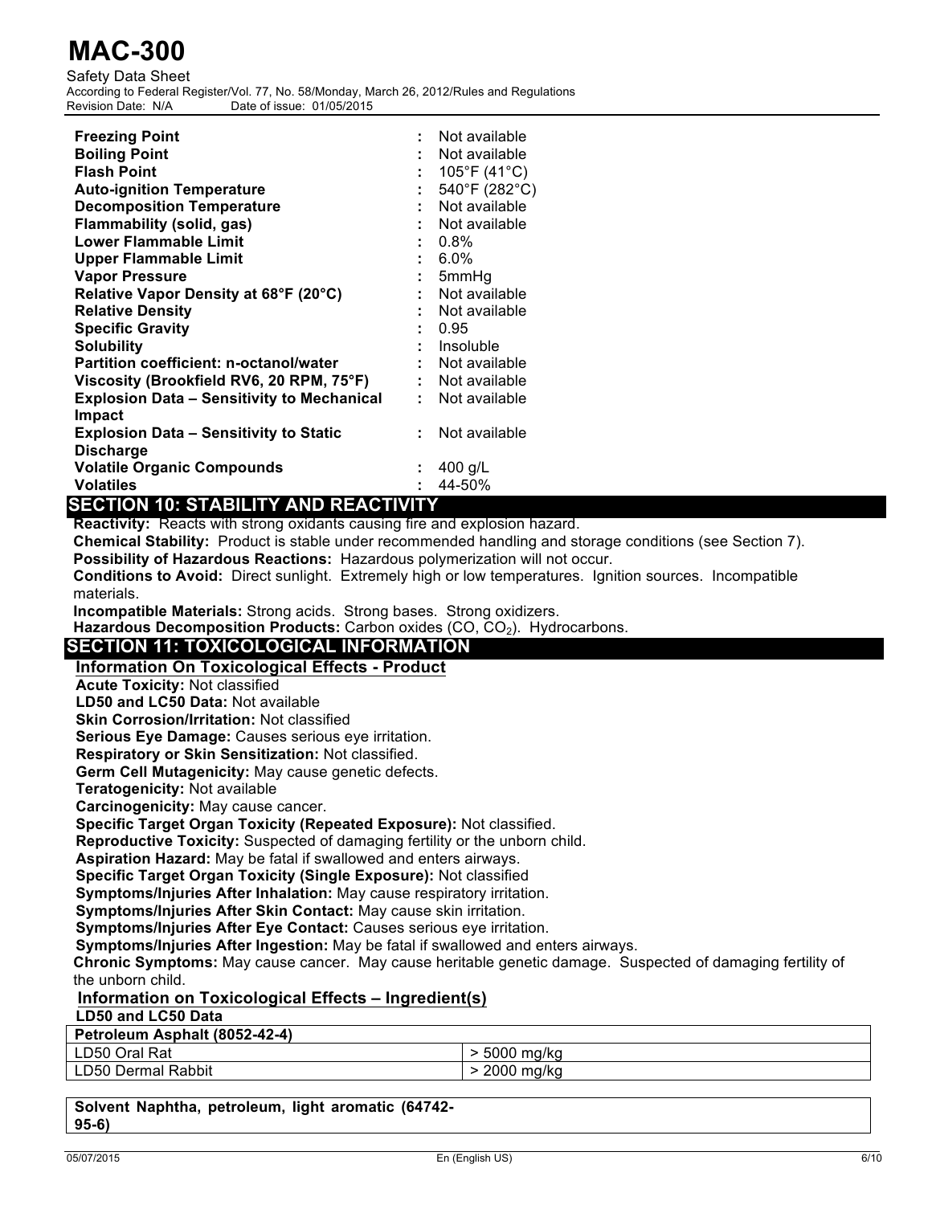| | | |
|---|---|---|
| **Freezing Point** | : | Not available |
| **Boiling Point** | : | Not available |
| **Flash Point** | : | 105°F (41°C) |
| **Auto-ignition Temperature** | : | 540°F (282°C) |
| **Decomposition Temperature** | : | Not available |
| **Flammability (solid, gas)** | : | Not available |
| **Lower Flammable Limit** | : | 0.8% |
| **Upper Flammable Limit** | : | 6.0% |
| **Vapor Pressure** | : | 5mmHg |
| **Relative Vapor Density at 68°F (20°C)** | : | Not available |
| **Relative Density** | : | Not available |
| **Specific Gravity** | : | 0.95 |
| **Solubility** | : | Insoluble |
| **Partition coefficient: n-octanol/water** | : | Not available |
| **Viscosity (Brookfield RV6, 20 RPM, 75°F)** | : | Not available |
| **Explosion Data – Sensitivity to Mechanical Impact** | : | Not available |
| **Explosion Data – Sensitivity to Static Discharge** | : | Not available |
| **Volatile Organic Compounds** | : | 400 g/L |
| **Volatiles** | : | 44-50% |

## SECTION 10: STABILITY AND REACTIVITY

**Reactivity:** Reacts with strong oxidants causing fire and explosion hazard.

**Chemical Stability:** Product is stable under recommended handling and storage conditions (see Section 7).

**Possibility of Hazardous Reactions:** Hazardous polymerization will not occur.

**Conditions to Avoid:** Direct sunlight. Extremely high or low temperatures. Ignition sources. Incompatible materials.

**Incompatible Materials:** Strong acids. Strong bases. Strong oxidizers.

**Hazardous Decomposition Products:** Carbon oxides ($CO$, $CO_2$). Hydrocarbons.

## SECTION 11: TOXICOLOGICAL INFORMATION

### Information On Toxicological Effects - Product

**Acute Toxicity:** Not classified

**LD50 and LC50 Data:** Not available

**Skin Corrosion/Irritation:** Not classified

**Serious Eye Damage:** Causes serious eye irritation.

**Respiratory or Skin Sensitization:** Not classified.

**Germ Cell Mutagenicity:** May cause genetic defects.

**Teratogenicity:** Not available

**Carcinogenicity:** May cause cancer.

**Specific Target Organ Toxicity (Repeated Exposure):** Not classified.

**Reproductive Toxicity:** Suspected of damaging fertility or the unborn child.

**Aspiration Hazard:** May be fatal if swallowed and enters airways.

**Specific Target Organ Toxicity (Single Exposure):** Not classified

**Symptoms/Injuries After Inhalation:** May cause respiratory irritation.

**Symptoms/Injuries After Skin Contact:** May cause skin irritation.

**Symptoms/Injuries After Eye Contact:** Causes serious eye irritation.

**Symptoms/Injuries After Ingestion:** May be fatal if swallowed and enters airways.

**Chronic Symptoms:** May cause cancer. May cause heritable genetic damage. Suspected of damaging fertility of the unborn child.

### Information on Toxicological Effects – Ingredient(s)

**LD50 and LC50 Data**

| **Petroleum Asphalt (8052-42-4)** | |
|---|---|
| LD50 Oral Rat | > 5000 mg/kg |
| LD50 Dermal Rabbit | > 2000 mg/kg |

| **Solvent Naphtha, petroleum, light aromatic (64742-95-6)** |
|---|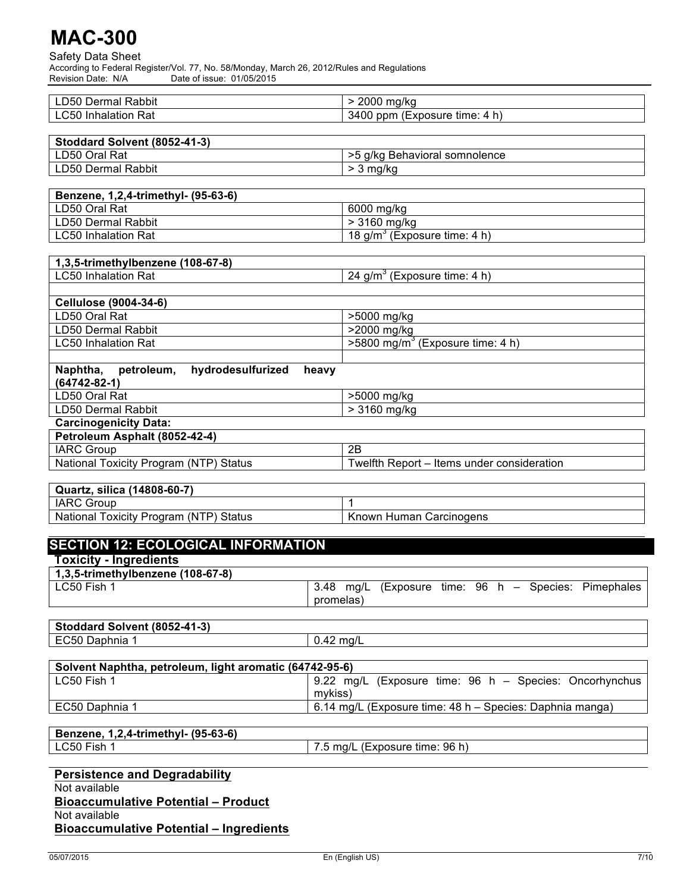| LD50 Dermal Rabbit | > 2000 mg/kg |
|---|---|
| LC50 Inhalation Rat | 3400 ppm (Exposure time: 4 h) |

| Stoddard Solvent (8052-41-3) | |
|---|---|
| LD50 Oral Rat | >5 g/kg Behavioral somnolence |
| LD50 Dermal Rabbit | > 3 mg/kg |

| Benzene, 1,2,4-trimethyl- (95-63-6) | |
|---|---|
| LD50 Oral Rat | 6000 mg/kg |
| LD50 Dermal Rabbit | > 3160 mg/kg |
| LC50 Inhalation Rat | 18 $g/m^3$ (Exposure time: 4 h) |

| 1,3,5-trimethylbenzene (108-67-8) | |
|---|---|
| LC50 Inhalation Rat | 24 $g/m^3$ (Exposure time: 4 h) |

| Cellulose (9004-34-6) | |
|---|---|
| LD50 Oral Rat | >5000 mg/kg |
| LD50 Dermal Rabbit | >2000 mg/kg |
| LC50 Inhalation Rat | >5800 $mg/m^3$ (Exposure time: 4 h) |

| Naphtha, petroleum, hydrodesulfurized heavy (64742-82-1) | |
|---|---|
| LD50 Oral Rat | >5000 mg/kg |
| LD50 Dermal Rabbit | > 3160 mg/kg |

**Carcinogenicity Data:**

| Petroleum Asphalt (8052-42-4) | |
|---|---|
| IARC Group | 2B |
| National Toxicity Program (NTP) Status | Twelfth Report – Items under consideration |

| Quartz, silica (14808-60-7) | |
|---|---|
| IARC Group | 1 |
| National Toxicity Program (NTP) Status | Known Human Carcinogens |

## SECTION 12: ECOLOGICAL INFORMATION

**Toxicity - Ingredients**

| 1,3,5-trimethylbenzene (108-67-8) | |
|---|---|
| LC50 Fish 1 | 3.48 mg/L (Exposure time: 96 h – Species: Pimephales promelas) |

| Stoddard Solvent (8052-41-3) | |
|---|---|
| EC50 Daphnia 1 | 0.42 mg/L |

| Solvent Naphtha, petroleum, light aromatic (64742-95-6) | |
|---|---|
| LC50 Fish 1 | 9.22 mg/L (Exposure time: 96 h – Species: Oncorhynchus mykiss) |
| EC50 Daphnia 1 | 6.14 mg/L (Exposure time: 48 h – Species: Daphnia manga) |

| Benzene, 1,2,4-trimethyl- (95-63-6) | |
|---|---|
| LC50 Fish 1 | 7.5 mg/L (Exposure time: 96 h) |

**Persistence and Degradability**

Not available

**Bioaccumulative Potential – Product**

Not available

**Bioaccumulative Potential – Ingredients**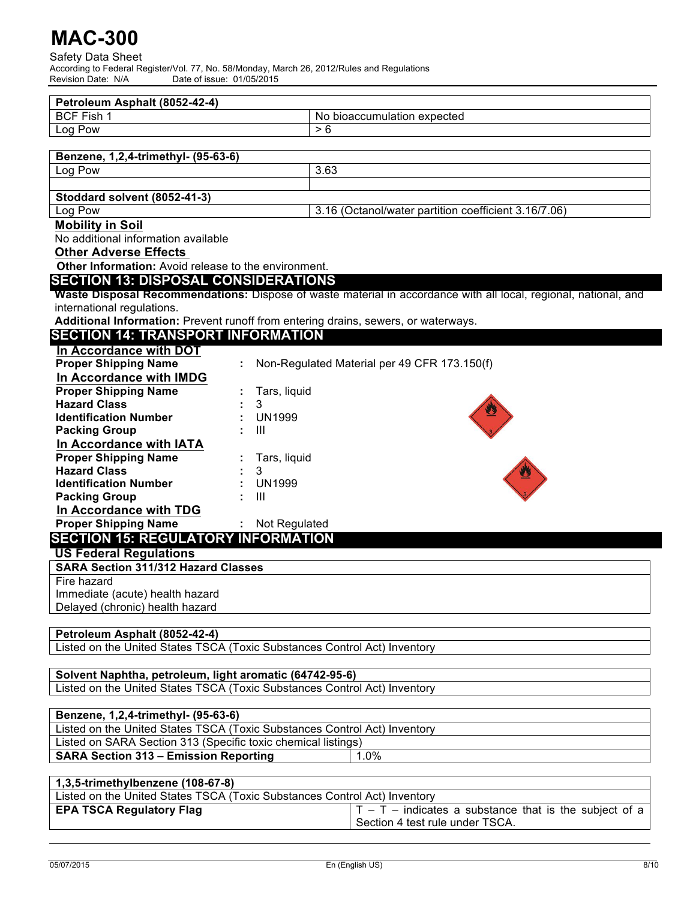| Petroleum Asphalt (8052-42-4) | |
|---|---|
| BCF Fish 1 | No bioaccumulation expected |
| Log Pow | > 6 |

| Benzene, 1,2,4-trimethyl- (95-63-6) | |
|---|---|
| Log Pow | 3.63 |
| | |

| Stoddard solvent (8052-41-3) | |
|---|---|
| Log Pow | 3.16 (Octanol/water partition coefficient 3.16/7.06) |

**Mobility in Soil**

No additional information available

**Other Adverse Effects**

**Other Information:** Avoid release to the environment.

## SECTION 13: DISPOSAL CONSIDERATIONS

**Waste Disposal Recommendations:** Dispose of waste material in accordance with all local, regional, national, and international regulations.

**Additional Information:** Prevent runoff from entering drains, sewers, or waterways.

## SECTION 14: TRANSPORT INFORMATION

**In Accordance with DOT**

**Proper Shipping Name** : Non-Regulated Material per 49 CFR 173.150(f)

**In Accordance with IMDG**

**Proper Shipping Name** : Tars, liquid
**Hazard Class** : 3
**Identification Number** : UN1999
**Packing Group** : III

**In Accordance with IATA**

**Proper Shipping Name** : Tars, liquid
**Hazard Class** : 3
**Identification Number** : UN1999
**Packing Group** : III

**In Accordance with TDG**

**Proper Shipping Name** : Not Regulated

## SECTION 15: REGULATORY INFORMATION

**US Federal Regulations**

| SARA Section 311/312 Hazard Classes |
|---|
| Fire hazard |
| Immediate (acute) health hazard |
| Delayed (chronic) health hazard |

| Petroleum Asphalt (8052-42-4) |
|---|
| Listed on the United States TSCA (Toxic Substances Control Act) Inventory |

| Solvent Naphtha, petroleum, light aromatic (64742-95-6) |
|---|
| Listed on the United States TSCA (Toxic Substances Control Act) Inventory |

| Benzene, 1,2,4-trimethyl- (95-63-6) | |
|---|---|
| Listed on the United States TSCA (Toxic Substances Control Act) Inventory | |
| Listed on SARA Section 313 (Specific toxic chemical listings) | |
| **SARA Section 313 – Emission Reporting** | 1.0% |

| 1,3,5-trimethylbenzene (108-67-8) | |
|---|---|
| Listed on the United States TSCA (Toxic Substances Control Act) Inventory | |
| **EPA TSCA Regulatory Flag** | T – T – indicates a substance that is the subject of a Section 4 test rule under TSCA. |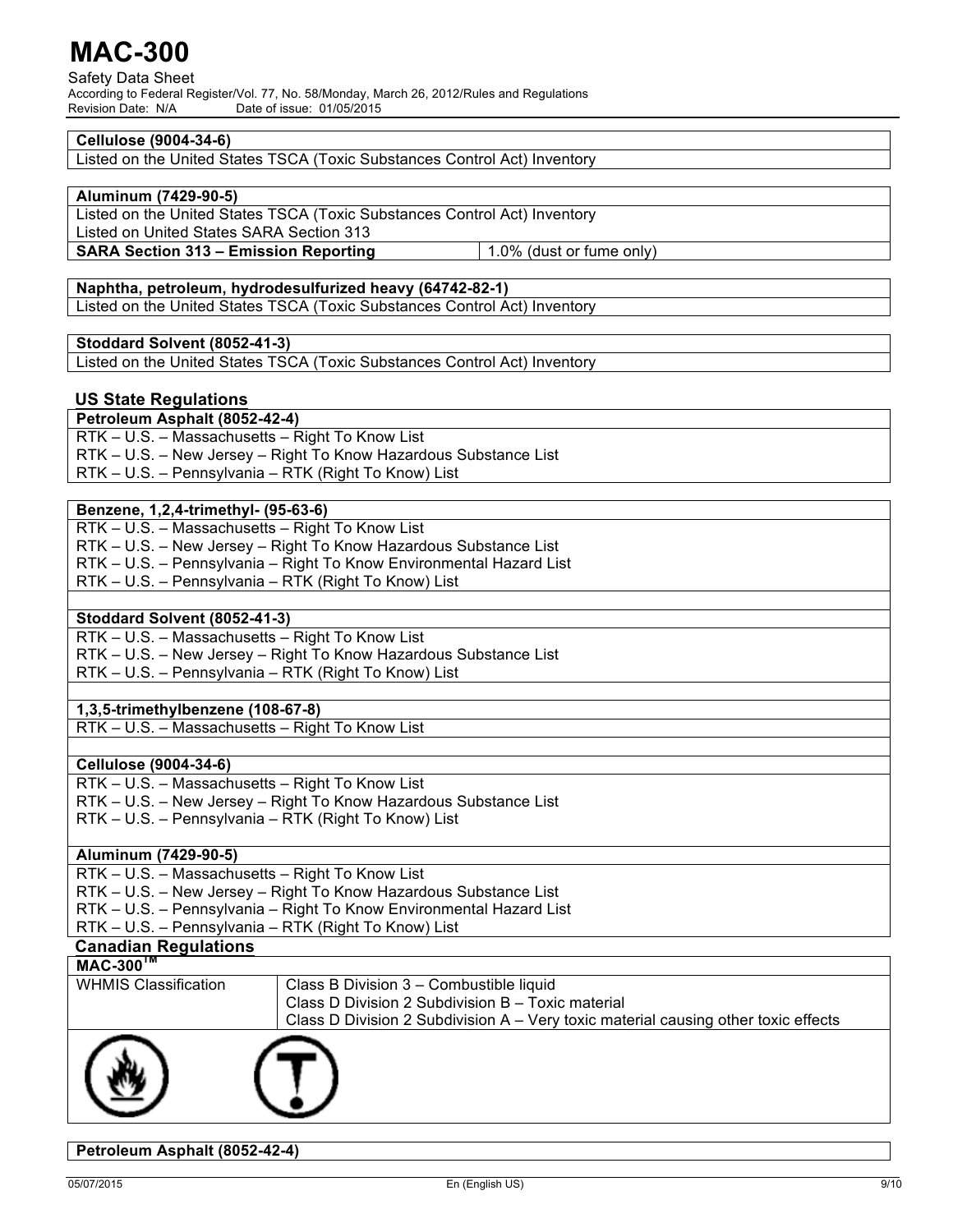| Cellulose (9004-34-6) |
|---|
| Listed on the United States TSCA (Toxic Substances Control Act) Inventory |

| Aluminum (7429-90-5) | |
|---|---|
| Listed on the United States TSCA (Toxic Substances Control Act) Inventory | |
| Listed on United States SARA Section 313 | |
| **SARA Section 313 – Emission Reporting** | 1.0% (dust or fume only) |

| Naphtha, petroleum, hydrodesulfurized heavy (64742-82-1) |
|---|
| Listed on the United States TSCA (Toxic Substances Control Act) Inventory |

| Stoddard Solvent (8052-41-3) |
|---|
| Listed on the United States TSCA (Toxic Substances Control Act) Inventory |

## US State Regulations

| Petroleum Asphalt (8052-42-4) |
|---|
| RTK – U.S. – Massachusetts – Right To Know List |
| RTK – U.S. – New Jersey – Right To Know Hazardous Substance List |
| RTK – U.S. – Pennsylvania – RTK (Right To Know) List |

| Benzene, 1,2,4-trimethyl- (95-63-6) |
|---|
| RTK – U.S. – Massachusetts – Right To Know List |
| RTK – U.S. – New Jersey – Right To Know Hazardous Substance List |
| RTK – U.S. – Pennsylvania – Right To Know Environmental Hazard List |
| RTK – U.S. – Pennsylvania – RTK (Right To Know) List |

| Stoddard Solvent (8052-41-3) |
|---|
| RTK – U.S. – Massachusetts – Right To Know List |
| RTK – U.S. – New Jersey – Right To Know Hazardous Substance List |
| RTK – U.S. – Pennsylvania – RTK (Right To Know) List |

| 1,3,5-trimethylbenzene (108-67-8) |
|---|
| RTK – U.S. – Massachusetts – Right To Know List |

| Cellulose (9004-34-6) |
|---|
| RTK – U.S. – Massachusetts – Right To Know List |
| RTK – U.S. – New Jersey – Right To Know Hazardous Substance List |
| RTK – U.S. – Pennsylvania – RTK (Right To Know) List |

| Aluminum (7429-90-5) |
|---|
| RTK – U.S. – Massachusetts – Right To Know List |
| RTK – U.S. – New Jersey – Right To Know Hazardous Substance List |
| RTK – U.S. – Pennsylvania – Right To Know Environmental Hazard List |
| RTK – U.S. – Pennsylvania – RTK (Right To Know) List |

## Canadian Regulations

| MAC-300™ | |
|---|---|
| WHMIS Classification | Class B Division 3 – Combustible liquid<br>Class D Division 2 Subdivision B – Toxic material<br>Class D Division 2 Subdivision A – Very toxic material causing other toxic effects |

| Petroleum Asphalt (8052-42-4) |
|---|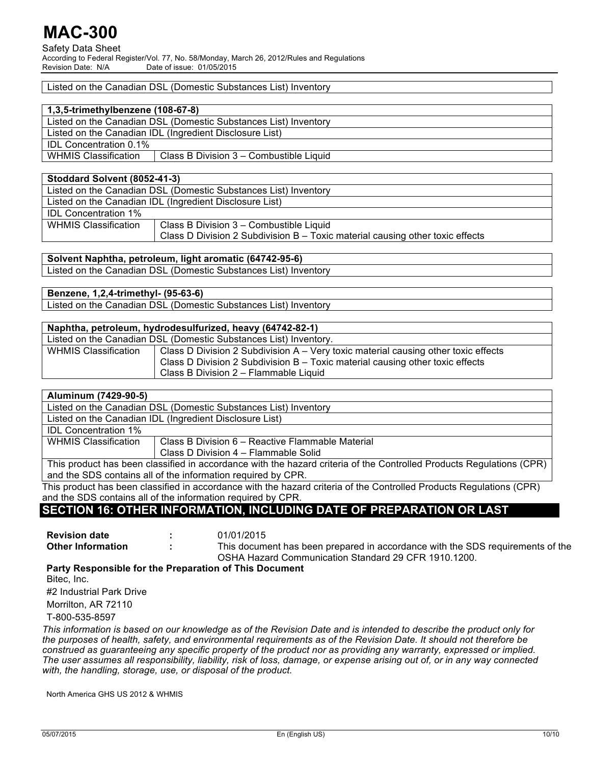| Listed on the Canadian DSL (Domestic Substances List) Inventory |
|---|

| **1,3,5-trimethylbenzene (108-67-8)** | |
|---|---|
| Listed on the Canadian DSL (Domestic Substances List) Inventory | |
| Listed on the Canadian IDL (Ingredient Disclosure List) | |
| IDL Concentration 0.1% | |
| WHMIS Classification | Class B Division 3 – Combustible Liquid |

| **Stoddard Solvent (8052-41-3)** | |
|---|---|
| Listed on the Canadian DSL (Domestic Substances List) Inventory | |
| Listed on the Canadian IDL (Ingredient Disclosure List) | |
| IDL Concentration 1% | |
| WHMIS Classification | Class B Division 3 – Combustible Liquid<br>Class D Division 2 Subdivision B – Toxic material causing other toxic effects |

| **Solvent Naphtha, petroleum, light aromatic (64742-95-6)** |
|---|
| Listed on the Canadian DSL (Domestic Substances List) Inventory |

| **Benzene, 1,2,4-trimethyl- (95-63-6)** |
|---|
| Listed on the Canadian DSL (Domestic Substances List) Inventory |

| **Naphtha, petroleum, hydrodesulfurized, heavy (64742-82-1)** | |
|---|---|
| Listed on the Canadian DSL (Domestic Substances List) Inventory. | |
| WHMIS Classification | Class D Division 2 Subdivision A – Very toxic material causing other toxic effects<br>Class D Division 2 Subdivision B – Toxic material causing other toxic effects<br>Class B Division 2 – Flammable Liquid |

| **Aluminum (7429-90-5)** | |
|---|---|
| Listed on the Canadian DSL (Domestic Substances List) Inventory | |
| Listed on the Canadian IDL (Ingredient Disclosure List) | |
| IDL Concentration 1% | |
| WHMIS Classification | Class B Division 6 – Reactive Flammable Material<br>Class D Division 4 – Flammable Solid |
| This product has been classified in accordance with the hazard criteria of the Controlled Products Regulations (CPR) and the SDS contains all of the information required by CPR. | |

This product has been classified in accordance with the hazard criteria of the Controlled Products Regulations (CPR) and the SDS contains all of the information required by CPR.

## SECTION 16: OTHER INFORMATION, INCLUDING DATE OF PREPARATION OR LAST

**Revision date** : 01/01/2015

**Other Information** : This document has been prepared in accordance with the SDS requirements of the OSHA Hazard Communication Standard 29 CFR 1910.1200.

**Party Responsible for the Preparation of This Document**

Bitec, Inc.

#2 Industrial Park Drive

Morrilton, AR 72110

T-800-535-8597

*This information is based on our knowledge as of the Revision Date and is intended to describe the product only for the purposes of health, safety, and environmental requirements as of the Revision Date. It should not therefore be construed as guaranteeing any specific property of the product nor as providing any warranty, expressed or implied. The user assumes all responsibility, liability, risk of loss, damage, or expense arising out of, or in any way connected with, the handling, storage, use, or disposal of the product.*

North America GHS US 2012 & WHMIS